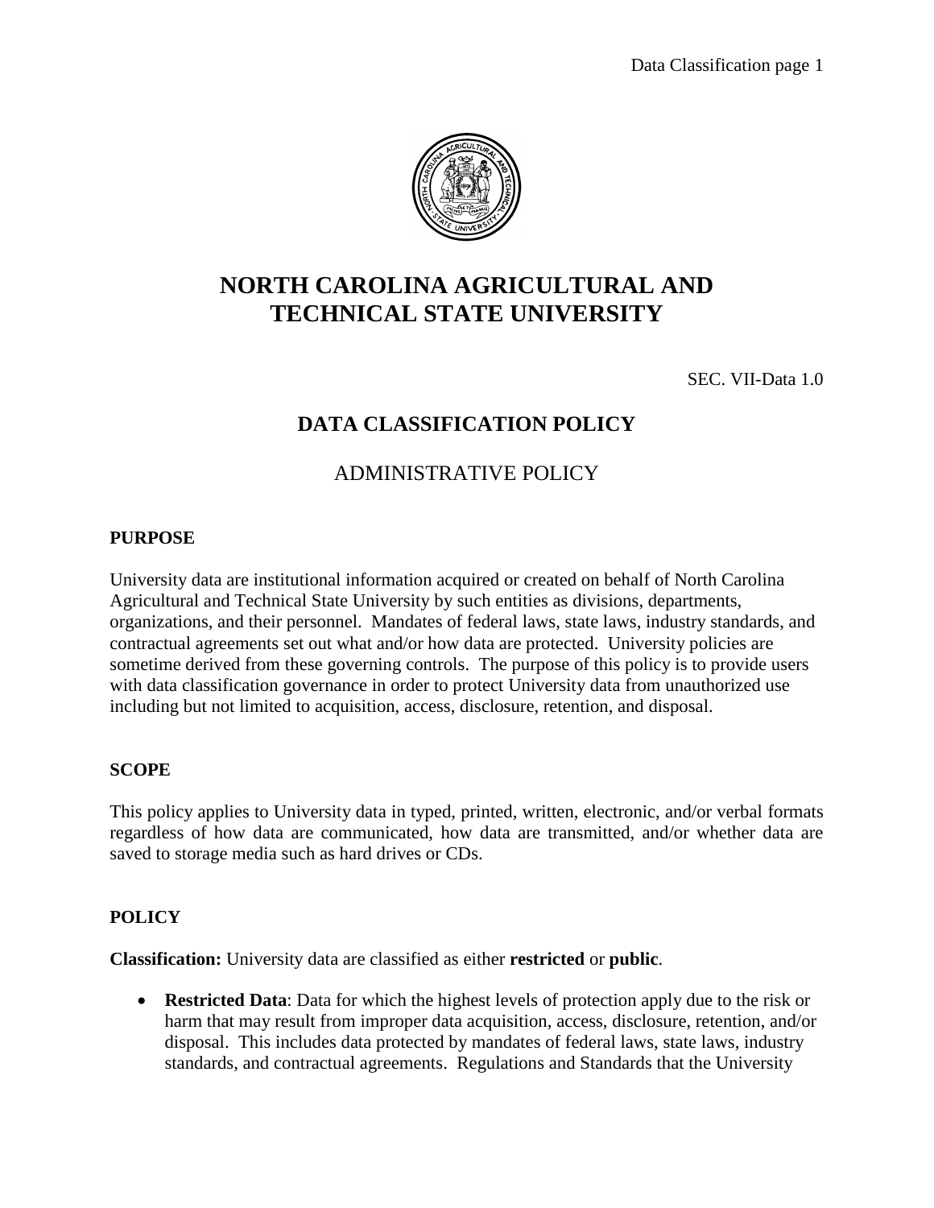# NORTH CAROLINA AGRICULTURAL AND TECHNICAL STATE UNIVERSITY

SEC. VII-Data 1.0

## DATA CLASSIFICATION POLICY

ADMINISTRATIVE POLICY

### PURPOSE

University data are institutional information acquired or created on behalf of North Carolina Agricultural and Technical State University by such entities as divisions, departments, organizations, and their personnel. Mandates of federal laws, state laws, industry standards, and contractual agreements set out what and/or how data are protected. University policies are sometime derived from these governing controls. The purpose of this policy is to provide users with data classification governance in order to protect University data from unauthorized use including but not limited to acquisition, access, disclosure, retention, and disposal.

### SCOPE

This policy applies to University data in typed, printed, written, electronic, and/or verbal formats regardless of how data are communicated, how data are transmitted, and/or whether data are saved to storage media such as hard drives or CDs.

### POLICY

**Classification:** University data are classified as either **restricted** or **public**.

- **Restricted Data**: Data for which the highest levels of protection apply due to the risk or harm that may result from improper data acquisition, access, disclosure, retention, and/or disposal. This includes data protected by mandates of federal laws, state laws, industry standards, and contractual agreements. Regulations and Standards that the University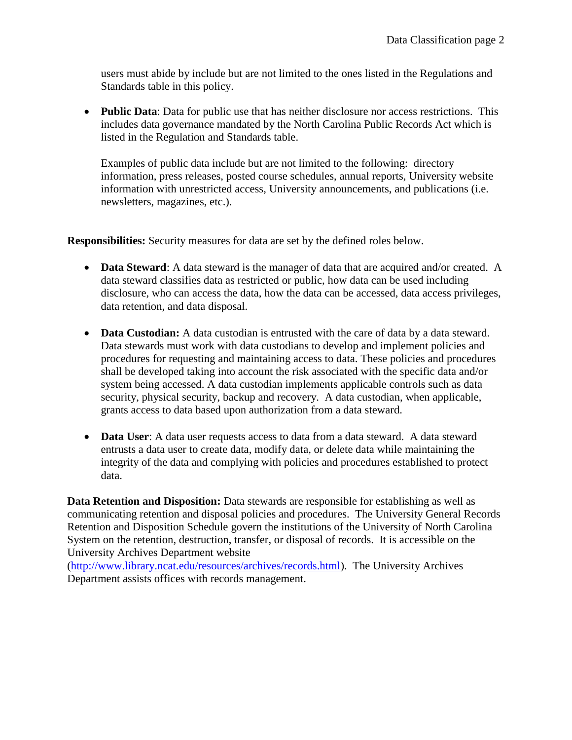users must abide by include but are not limited to the ones listed in the Regulations and Standards table in this policy.

- **Public Data**: Data for public use that has neither disclosure nor access restrictions. This includes data governance mandated by the North Carolina Public Records Act which is listed in the Regulation and Standards table.

  Examples of public data include but are not limited to the following: directory information, press releases, posted course schedules, annual reports, University website information with unrestricted access, University announcements, and publications (i.e. newsletters, magazines, etc.).

**Responsibilities:** Security measures for data are set by the defined roles below.

- **Data Steward**: A data steward is the manager of data that are acquired and/or created. A data steward classifies data as restricted or public, how data can be used including disclosure, who can access the data, how the data can be accessed, data access privileges, data retention, and data disposal.

- **Data Custodian:** A data custodian is entrusted with the care of data by a data steward. Data stewards must work with data custodians to develop and implement policies and procedures for requesting and maintaining access to data. These policies and procedures shall be developed taking into account the risk associated with the specific data and/or system being accessed. A data custodian implements applicable controls such as data security, physical security, backup and recovery. A data custodian, when applicable, grants access to data based upon authorization from a data steward.

- **Data User**: A data user requests access to data from a data steward. A data steward entrusts a data user to create data, modify data, or delete data while maintaining the integrity of the data and complying with policies and procedures established to protect data.

**Data Retention and Disposition:** Data stewards are responsible for establishing as well as communicating retention and disposal policies and procedures. The University General Records Retention and Disposition Schedule govern the institutions of the University of North Carolina System on the retention, destruction, transfer, or disposal of records. It is accessible on the University Archives Department website (http://www.library.ncat.edu/resources/archives/records.html). The University Archives Department assists offices with records management.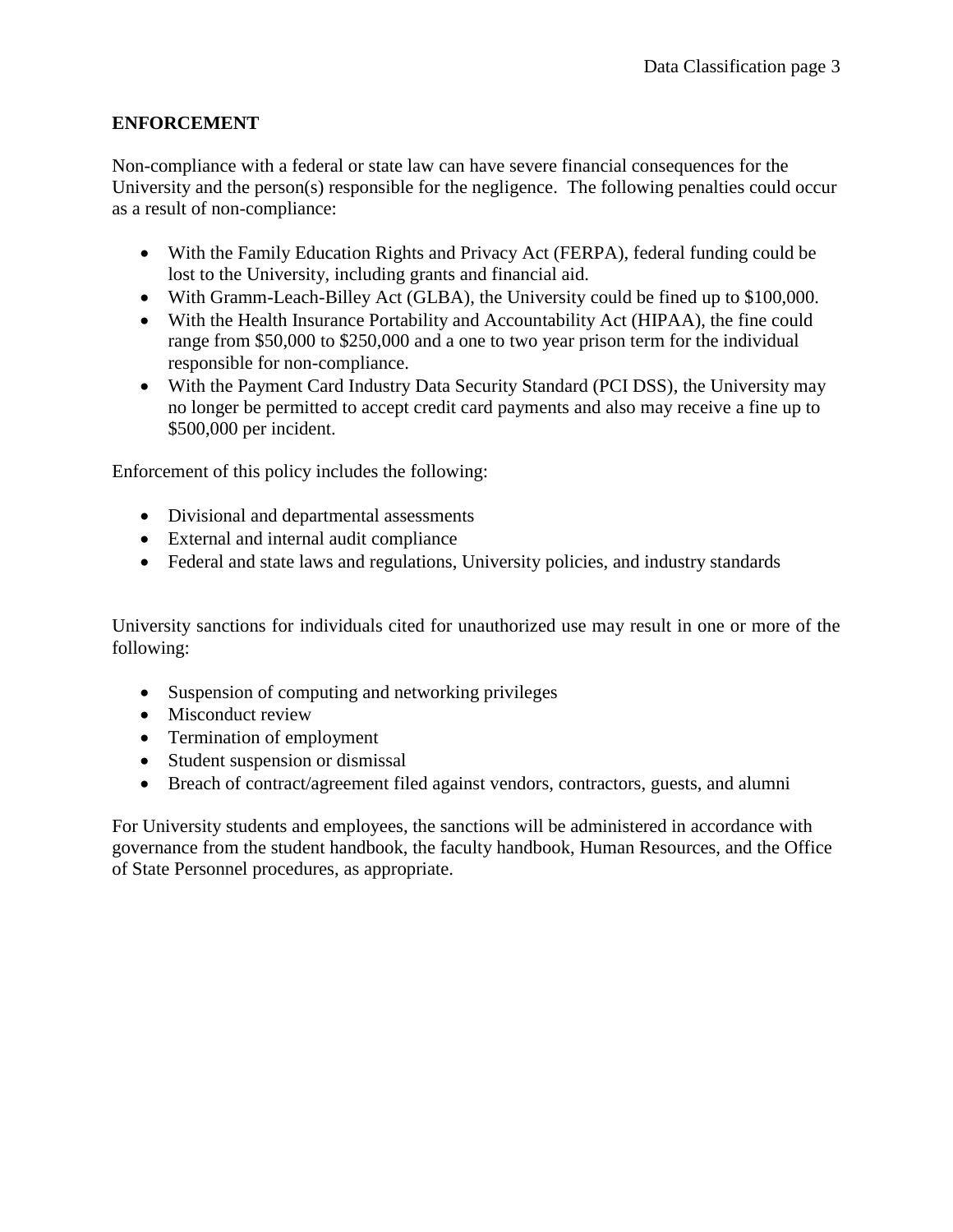## ENFORCEMENT

Non-compliance with a federal or state law can have severe financial consequences for the University and the person(s) responsible for the negligence. The following penalties could occur as a result of non-compliance:

- With the Family Education Rights and Privacy Act (FERPA), federal funding could be lost to the University, including grants and financial aid.
- With Gramm-Leach-Billey Act (GLBA), the University could be fined up to $100,000.
- With the Health Insurance Portability and Accountability Act (HIPAA), the fine could range from $50,000 to $250,000 and a one to two year prison term for the individual responsible for non-compliance.
- With the Payment Card Industry Data Security Standard (PCI DSS), the University may no longer be permitted to accept credit card payments and also may receive a fine up to $500,000 per incident.

Enforcement of this policy includes the following:

- Divisional and departmental assessments
- External and internal audit compliance
- Federal and state laws and regulations, University policies, and industry standards

University sanctions for individuals cited for unauthorized use may result in one or more of the following:

- Suspension of computing and networking privileges
- Misconduct review
- Termination of employment
- Student suspension or dismissal
- Breach of contract/agreement filed against vendors, contractors, guests, and alumni

For University students and employees, the sanctions will be administered in accordance with governance from the student handbook, the faculty handbook, Human Resources, and the Office of State Personnel procedures, as appropriate.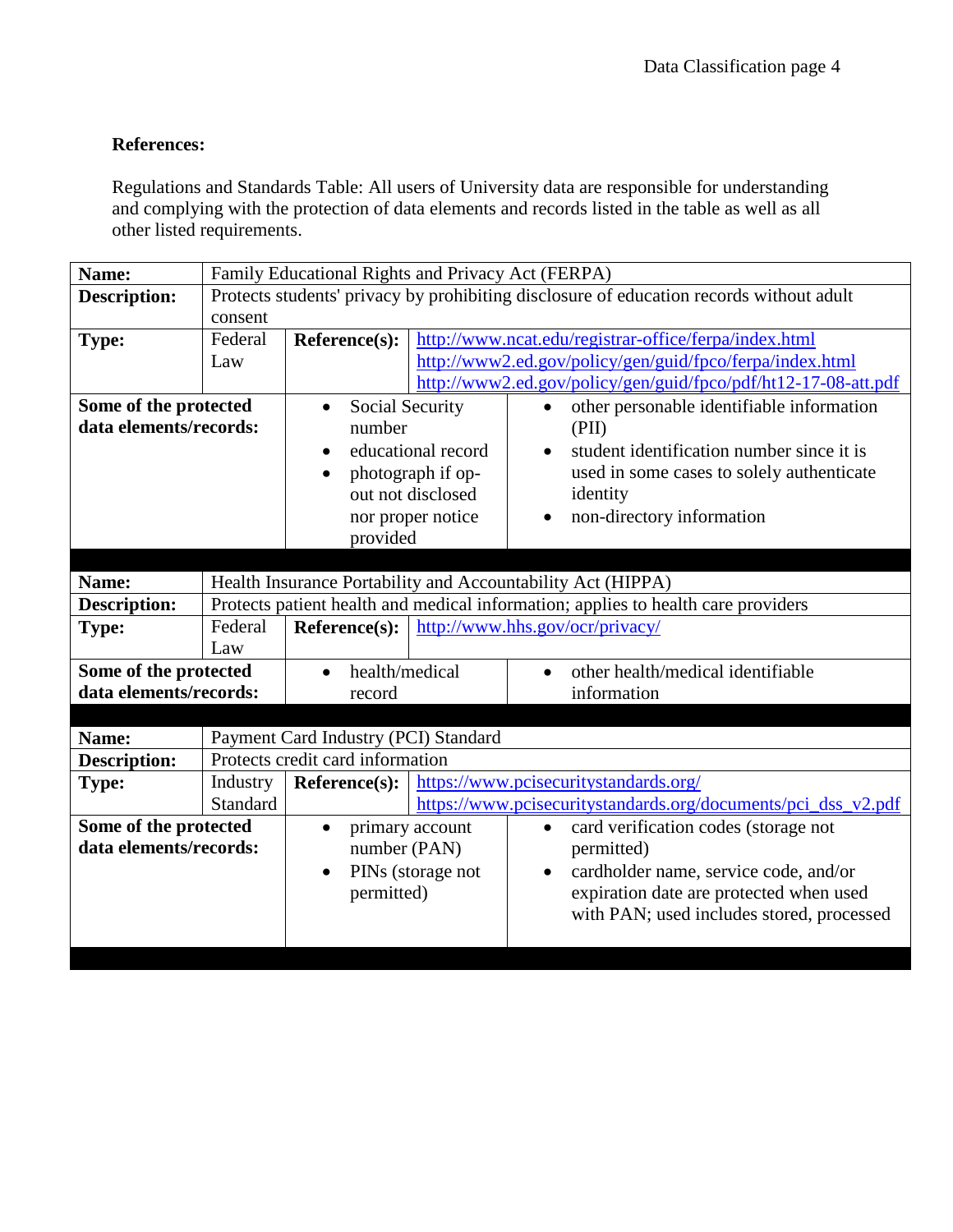**References:**

Regulations and Standards Table: All users of University data are responsible for understanding and complying with the protection of data elements and records listed in the table as well as all other listed requirements.

| | | | | |
|---|---|---|---|---|
| **Name:** | Family Educational Rights and Privacy Act (FERPA) | | | |
| **Description:** | Protects students' privacy by prohibiting disclosure of education records without adult consent | | | |
| **Type:** | Federal Law | **Reference(s):** | http://www.ncat.edu/registrar-office/ferpa/index.html<br>http://www2.ed.gov/policy/gen/guid/fpco/ferpa/index.html<br>http://www2.ed.gov/policy/gen/guid/fpco/pdf/ht12-17-08-att.pdf | |
| **Some of the protected data elements/records:** | | • Social Security number<br>• educational record<br>• photograph if op-out not disclosed nor proper notice provided | | • other personable identifiable information (PII)<br>• student identification number since it is used in some cases to solely authenticate identity<br>• non-directory information |
| | | | | |
| **Name:** | Health Insurance Portability and Accountability Act (HIPPA) | | | |
| **Description:** | Protects patient health and medical information; applies to health care providers | | | |
| **Type:** | Federal Law | **Reference(s):** | http://www.hhs.gov/ocr/privacy/ | |
| **Some of the protected data elements/records:** | | • health/medical record | | • other health/medical identifiable information |
| | | | | |
| **Name:** | Payment Card Industry (PCI) Standard | | | |
| **Description:** | Protects credit card information | | | |
| **Type:** | Industry Standard | **Reference(s):** | https://www.pcisecuritystandards.org/<br>https://www.pcisecuritystandards.org/documents/pci_dss_v2.pdf | |
| **Some of the protected data elements/records:** | | • primary account number (PAN)<br>• PINs (storage not permitted) | | • card verification codes (storage not permitted)<br>• cardholder name, service code, and/or expiration date are protected when used with PAN; used includes stored, processed |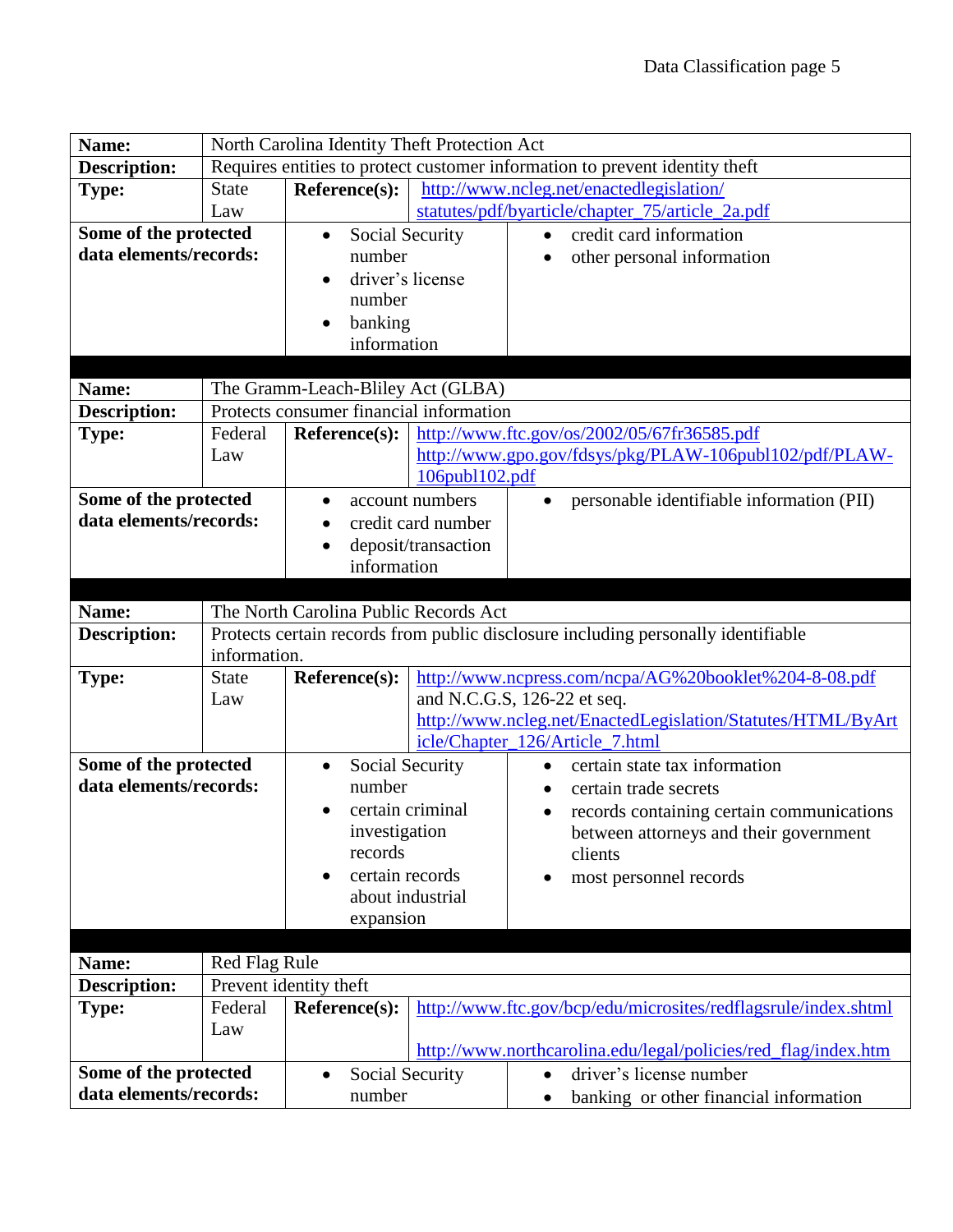| **Name:** | North Carolina Identity Theft Protection Act | | |
|---|---|---|---|
| **Description:** | Requires entities to protect customer information to prevent identity theft | | |
| **Type:** | State Law | **Reference(s):** | http://www.ncleg.net/enactedlegislation/statutes/pdf/byarticle/chapter_75/article_2a.pdf |
| **Some of the protected data elements/records:** | | • Social Security number<br>• driver's license number<br>• banking information | • credit card information<br>• other personal information |

| **Name:** | The Gramm-Leach-Bliley Act (GLBA) | | |
|---|---|---|---|
| **Description:** | Protects consumer financial information | | |
| **Type:** | Federal Law | **Reference(s):** | http://www.ftc.gov/os/2002/05/67fr36585.pdf<br>http://www.gpo.gov/fdsys/pkg/PLAW-106publ102/pdf/PLAW-106publ102.pdf |
| **Some of the protected data elements/records:** | | • account numbers<br>• credit card number<br>• deposit/transaction information | • personable identifiable information (PII) |

| **Name:** | The North Carolina Public Records Act | | |
|---|---|---|---|
| **Description:** | Protects certain records from public disclosure including personally identifiable information. | | |
| **Type:** | State Law | **Reference(s):** | http://www.ncpress.com/ncpa/AG%20booklet%204-8-08.pdf and N.C.G.S, 126-22 et seq. http://www.ncleg.net/EnactedLegislation/Statutes/HTML/ByArticle/Chapter_126/Article_7.html |
| **Some of the protected data elements/records:** | | • Social Security number<br>• certain criminal investigation records<br>• certain records about industrial expansion | • certain state tax information<br>• certain trade secrets<br>• records containing certain communications between attorneys and their government clients<br>• most personnel records |

| **Name:** | Red Flag Rule | | |
|---|---|---|---|
| **Description:** | Prevent identity theft | | |
| **Type:** | Federal Law | **Reference(s):** | http://www.ftc.gov/bcp/edu/microsites/redflagsrule/index.shtml<br>http://www.northcarolina.edu/legal/policies/red_flag/index.htm |
| **Some of the protected data elements/records:** | | • Social Security number | • driver's license number<br>• banking or other financial information |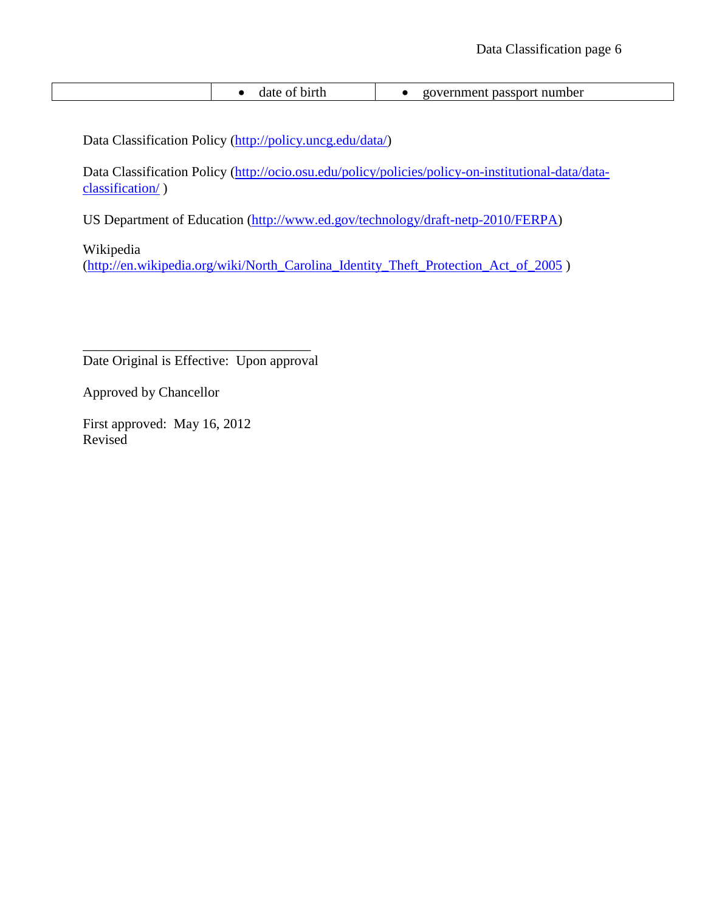|  | • date of birth | • government passport number |
|---|---|---|

Data Classification Policy (http://policy.uncg.edu/data/)

Data Classification Policy (http://ocio.osu.edu/policy/policies/policy-on-institutional-data/data-classification/ )

US Department of Education (http://www.ed.gov/technology/draft-netp-2010/FERPA)

Wikipedia
(http://en.wikipedia.org/wiki/North_Carolina_Identity_Theft_Protection_Act_of_2005 )

\_\_\_\_\_\_\_\_\_\_\_\_\_\_\_\_\_\_\_\_\_\_\_\_\_\_\_\_\_\_\_\_\_\_

Date Original is Effective: Upon approval

Approved by Chancellor

First approved: May 16, 2012
Revised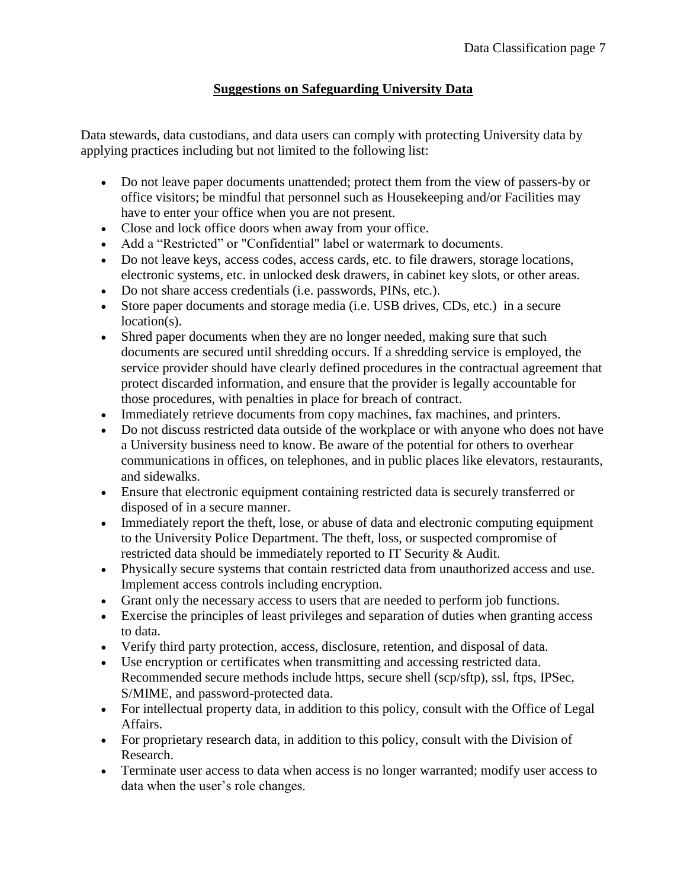## Suggestions on Safeguarding University Data

Data stewards, data custodians, and data users can comply with protecting University data by applying practices including but not limited to the following list:

- Do not leave paper documents unattended; protect them from the view of passers-by or office visitors; be mindful that personnel such as Housekeeping and/or Facilities may have to enter your office when you are not present.
- Close and lock office doors when away from your office.
- Add a "Restricted" or "Confidential" label or watermark to documents.
- Do not leave keys, access codes, access cards, etc. to file drawers, storage locations, electronic systems, etc. in unlocked desk drawers, in cabinet key slots, or other areas.
- Do not share access credentials (i.e. passwords, PINs, etc.).
- Store paper documents and storage media (i.e. USB drives, CDs, etc.) in a secure location(s).
- Shred paper documents when they are no longer needed, making sure that such documents are secured until shredding occurs. If a shredding service is employed, the service provider should have clearly defined procedures in the contractual agreement that protect discarded information, and ensure that the provider is legally accountable for those procedures, with penalties in place for breach of contract.
- Immediately retrieve documents from copy machines, fax machines, and printers.
- Do not discuss restricted data outside of the workplace or with anyone who does not have a University business need to know. Be aware of the potential for others to overhear communications in offices, on telephones, and in public places like elevators, restaurants, and sidewalks.
- Ensure that electronic equipment containing restricted data is securely transferred or disposed of in a secure manner.
- Immediately report the theft, lose, or abuse of data and electronic computing equipment to the University Police Department. The theft, loss, or suspected compromise of restricted data should be immediately reported to IT Security & Audit.
- Physically secure systems that contain restricted data from unauthorized access and use. Implement access controls including encryption.
- Grant only the necessary access to users that are needed to perform job functions.
- Exercise the principles of least privileges and separation of duties when granting access to data.
- Verify third party protection, access, disclosure, retention, and disposal of data.
- Use encryption or certificates when transmitting and accessing restricted data. Recommended secure methods include https, secure shell (scp/sftp), ssl, ftps, IPSec, S/MIME, and password-protected data.
- For intellectual property data, in addition to this policy, consult with the Office of Legal Affairs.
- For proprietary research data, in addition to this policy, consult with the Division of Research.
- Terminate user access to data when access is no longer warranted; modify user access to data when the user's role changes.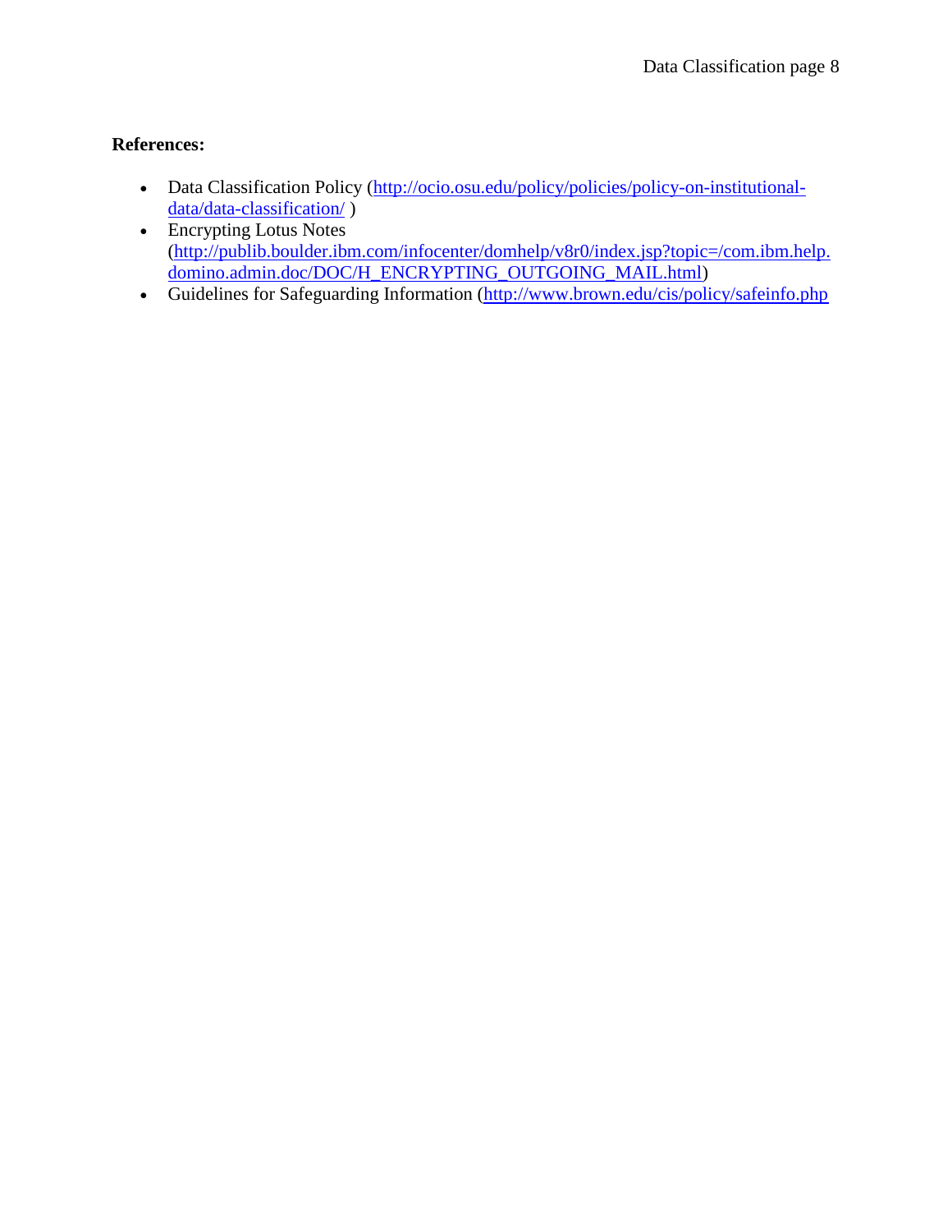**References:**

- Data Classification Policy (http://ocio.osu.edu/policy/policies/policy-on-institutional-data/data-classification/ )
- Encrypting Lotus Notes (http://publib.boulder.ibm.com/infocenter/domhelp/v8r0/index.jsp?topic=/com.ibm.help.domino.admin.doc/DOC/H_ENCRYPTING_OUTGOING_MAIL.html)
- Guidelines for Safeguarding Information (http://www.brown.edu/cis/policy/safeinfo.php